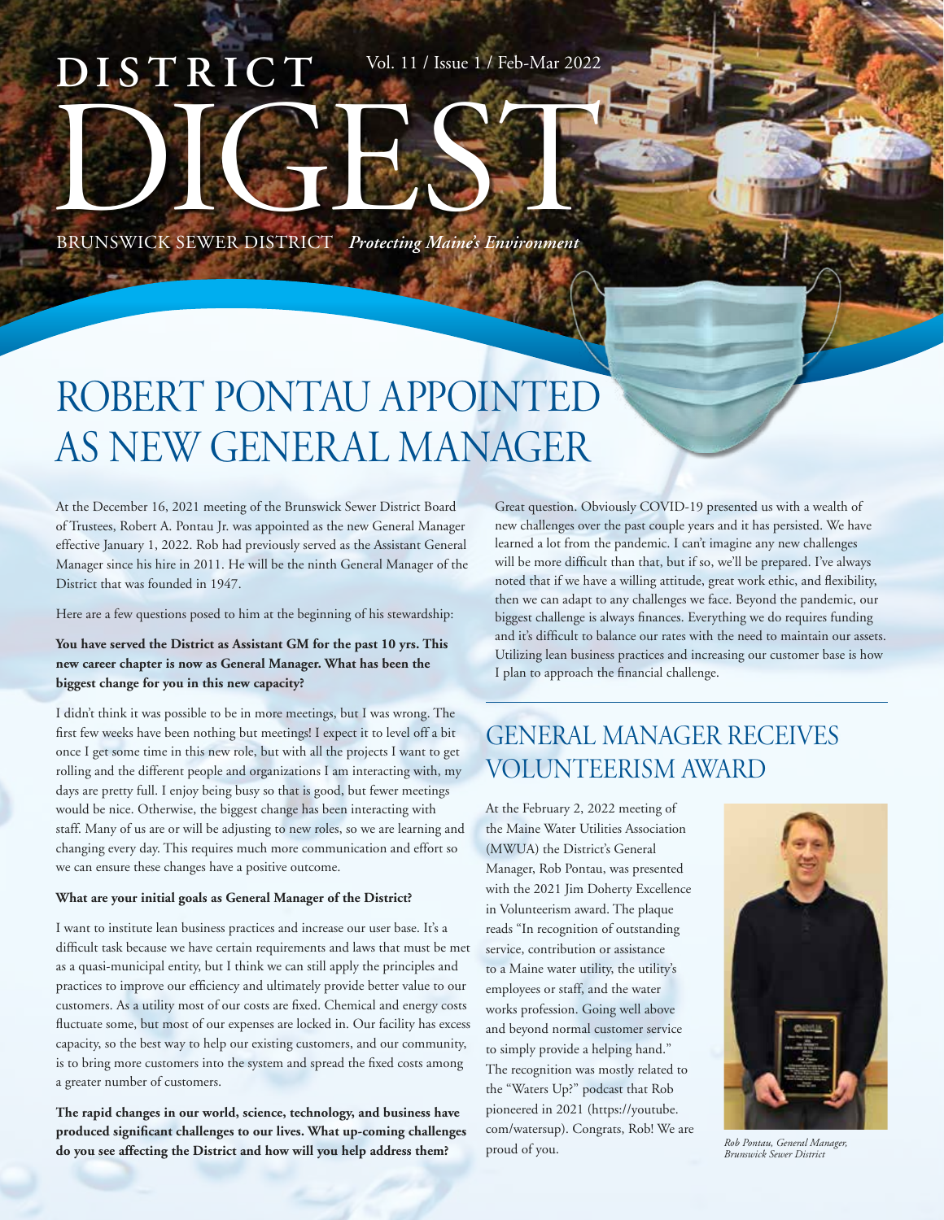# DISTRICT DIGEST

Vol. 11 / Issue 1 / Feb-Mar 2022

BRUNSWICK SEWER DISTRICT *Protecting Maine's Environment*

# ROBERT PONTAU APPOINTED AS NEW GENERAL MANAGER

At the December 16, 2021 meeting of the Brunswick Sewer District Board of Trustees, Robert A. Pontau Jr. was appointed as the new General Manager effective January 1, 2022. Rob had previously served as the Assistant General Manager since his hire in 2011. He will be the ninth General Manager of the District that was founded in 1947.

Here are a few questions posed to him at the beginning of his stewardship:

**You have served the District as Assistant GM for the past 10 yrs. This new career chapter is now as General Manager. What has been the biggest change for you in this new capacity?**

I didn't think it was possible to be in more meetings, but I was wrong. The first few weeks have been nothing but meetings! I expect it to level off a bit once I get some time in this new role, but with all the projects I want to get rolling and the different people and organizations I am interacting with, my days are pretty full. I enjoy being busy so that is good, but fewer meetings would be nice. Otherwise, the biggest change has been interacting with staff. Many of us are or will be adjusting to new roles, so we are learning and changing every day. This requires much more communication and effort so we can ensure these changes have a positive outcome.

**What are your initial goals as General Manager of the District?**

I want to institute lean business practices and increase our user base. It's a difficult task because we have certain requirements and laws that must be met as a quasi-municipal entity, but I think we can still apply the principles and practices to improve our efficiency and ultimately provide better value to our customers. As a utility most of our costs are fixed. Chemical and energy costs fluctuate some, but most of our expenses are locked in. Our facility has excess capacity, so the best way to help our existing customers, and our community, is to bring more customers into the system and spread the fixed costs among a greater number of customers.

**The rapid changes in our world, science, technology, and business have produced significant challenges to our lives. What up-coming challenges do you see affecting the District and how will you help address them?**

Great question. Obviously COVID-19 presented us with a wealth of new challenges over the past couple years and it has persisted. We have learned a lot from the pandemic. I can't imagine any new challenges will be more difficult than that, but if so, we'll be prepared. I've always noted that if we have a willing attitude, great work ethic, and flexibility, then we can adapt to any challenges we face. Beyond the pandemic, our biggest challenge is always finances. Everything we do requires funding and it's difficult to balance our rates with the need to maintain our assets. Utilizing lean business practices and increasing our customer base is how I plan to approach the financial challenge.

## GENERAL MANAGER RECEIVES VOLUNTEERISM AWARD

At the February 2, 2022 meeting of the Maine Water Utilities Association (MWUA) the District's General Manager, Rob Pontau, was presented with the 2021 Jim Doherty Excellence in Volunteerism award. The plaque reads "In recognition of outstanding service, contribution or assistance to a Maine water utility, the utility's employees or staff, and the water works profession. Going well above and beyond normal customer service to simply provide a helping hand." The recognition was mostly related to the "Waters Up?" podcast that Rob pioneered in 2021 (https://youtube.com/watersup). Congrats, Rob! We are proud of you.

*Rob Pontau, General Manager, Brunswick Sewer District*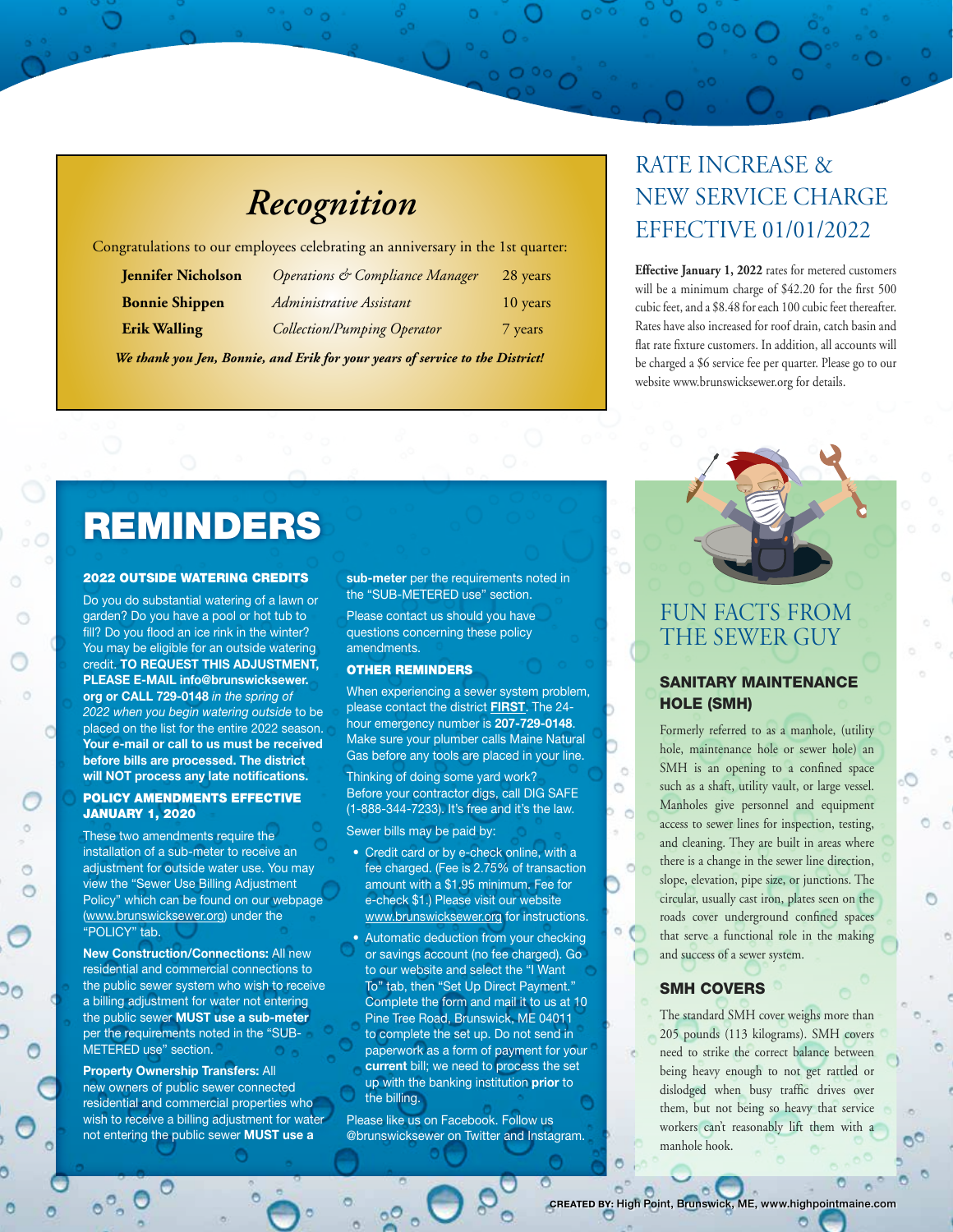# Recognition

Congratulations to our employees celebrating an anniversary in the 1st quarter:

| | | |
|---|---|---|
| **Jennifer Nicholson** | *Operations & Compliance Manager* | 28 years |
| **Bonnie Shippen** | *Administrative Assistant* | 10 years |
| **Erik Walling** | *Collection/Pumping Operator* | 7 years |

***We thank you Jen, Bonnie, and Erik for your years of service to the District!***

## RATE INCREASE & NEW SERVICE CHARGE EFFECTIVE 01/01/2022

**Effective January 1, 2022** rates for metered customers will be a minimum charge of $42.20 for the first 500 cubic feet, and a $8.48 for each 100 cubic feet thereafter. Rates have also increased for roof drain, catch basin and flat rate fixture customers. In addition, all accounts will be charged a $6 service fee per quarter. Please go to our website www.brunswicksewer.org for details.

# REMINDERS

### 2022 OUTSIDE WATERING CREDITS

Do you do substantial watering of a lawn or garden? Do you have a pool or hot tub to fill? Do you flood an ice rink in the winter? You may be eligible for an outside watering credit. **TO REQUEST THIS ADJUSTMENT, PLEASE E-MAIL info@brunswicksewer.org or CALL 729-0148** *in the spring of 2022 when you begin watering outside* to be placed on the list for the entire 2022 season. **Your e-mail or call to us must be received before bills are processed. The district will NOT process any late notifications.**

### POLICY AMENDMENTS EFFECTIVE JANUARY 1, 2020

These two amendments require the installation of a sub-meter to receive an adjustment for outside water use. You may view the "Sewer Use Billing Adjustment Policy" which can be found on our webpage (www.brunswicksewer.org) under the "POLICY" tab.

**New Construction/Connections:** All new residential and commercial connections to the public sewer system who wish to receive a billing adjustment for water not entering the public sewer **MUST use a sub-meter** per the requirements noted in the "SUB-METERED use" section.

**Property Ownership Transfers:** All new owners of public sewer connected residential and commercial properties who wish to receive a billing adjustment for water not entering the public sewer **MUST use a sub-meter** per the requirements noted in the "SUB-METERED use" section.

Please contact us should you have questions concerning these policy amendments.

### OTHER REMINDERS

When experiencing a sewer system problem, please contact the district **FIRST**. The 24-hour emergency number is **207-729-0148**. Make sure your plumber calls Maine Natural Gas before any tools are placed in your line.

Thinking of doing some yard work? Before your contractor digs, call DIG SAFE (1-888-344-7233). It's free and it's the law.

Sewer bills may be paid by:

- Credit card or by e-check online, with a fee charged. (Fee is 2.75% of transaction amount with a $1.95 minimum. Fee for e-check $1.) Please visit our website www.brunswicksewer.org for instructions.
- Automatic deduction from your checking or savings account (no fee charged). Go to our website and select the "I Want To" tab, then "Set Up Direct Payment." Complete the form and mail it to us at 10 Pine Tree Road, Brunswick, ME 04011 to complete the set up. Do not send in paperwork as a form of payment for your **current** bill; we need to process the set up with the banking institution **prior** to the billing.

Please like us on Facebook. Follow us @brunswicksewer on Twitter and Instagram.

## FUN FACTS FROM THE SEWER GUY

### SANITARY MAINTENANCE HOLE (SMH)

Formerly referred to as a manhole, (utility hole, maintenance hole or sewer hole) an SMH is an opening to a confined space such as a shaft, utility vault, or large vessel. Manholes give personnel and equipment access to sewer lines for inspection, testing, and cleaning. They are built in areas where there is a change in the sewer line direction, slope, elevation, pipe size, or junctions. The circular, usually cast iron, plates seen on the roads cover underground confined spaces that serve a functional role in the making and success of a sewer system.

### SMH COVERS

The standard SMH cover weighs more than 205 pounds (113 kilograms). SMH covers need to strike the correct balance between being heavy enough to not get rattled or dislodged when busy traffic drives over them, but not being so heavy that service workers can't reasonably lift them with a manhole hook.

CREATED BY: High Point, Brunswick, ME, www.highpointmaine.com